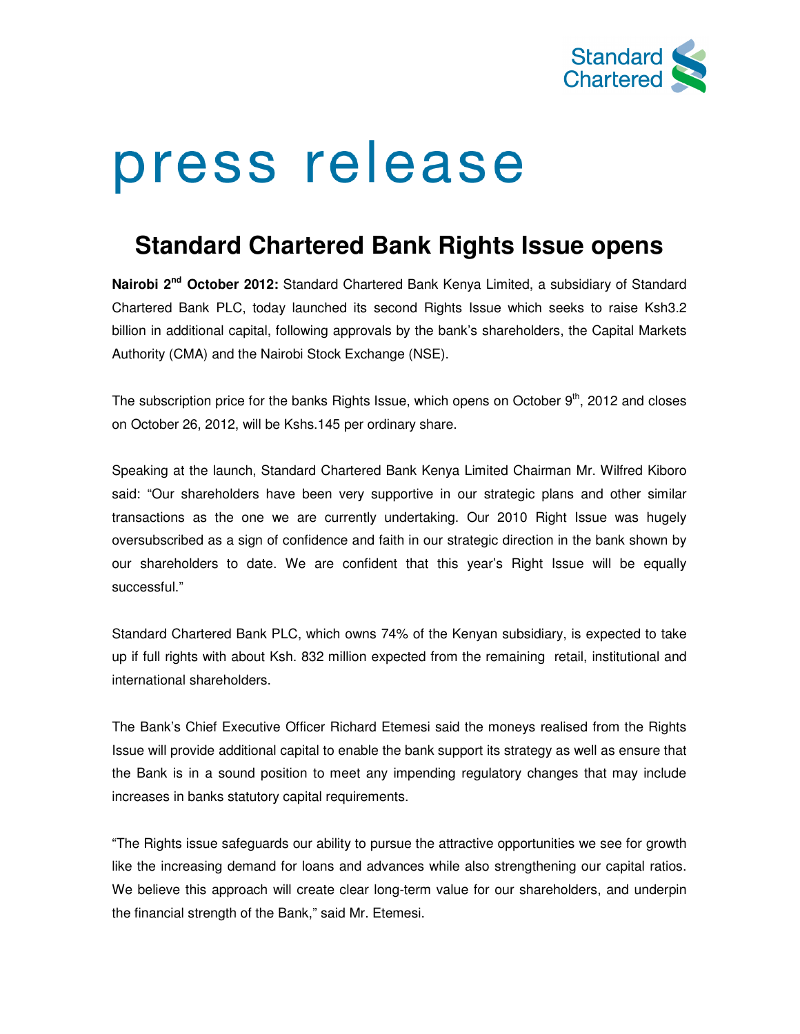Standard Chartered

# press release

## Standard Chartered Bank Rights Issue opens

**Nairobi 2nd October 2012:** Standard Chartered Bank Kenya Limited, a subsidiary of Standard Chartered Bank PLC, today launched its second Rights Issue which seeks to raise Ksh3.2 billion in additional capital, following approvals by the bank's shareholders, the Capital Markets Authority (CMA) and the Nairobi Stock Exchange (NSE).

The subscription price for the banks Rights Issue, which opens on October 9th, 2012 and closes on October 26, 2012, will be Kshs.145 per ordinary share.

Speaking at the launch, Standard Chartered Bank Kenya Limited Chairman Mr. Wilfred Kiboro said: "Our shareholders have been very supportive in our strategic plans and other similar transactions as the one we are currently undertaking. Our 2010 Right Issue was hugely oversubscribed as a sign of confidence and faith in our strategic direction in the bank shown by our shareholders to date. We are confident that this year's Right Issue will be equally successful."

Standard Chartered Bank PLC, which owns 74% of the Kenyan subsidiary, is expected to take up if full rights with about Ksh. 832 million expected from the remaining retail, institutional and international shareholders.

The Bank's Chief Executive Officer Richard Etemesi said the moneys realised from the Rights Issue will provide additional capital to enable the bank support its strategy as well as ensure that the Bank is in a sound position to meet any impending regulatory changes that may include increases in banks statutory capital requirements.

"The Rights issue safeguards our ability to pursue the attractive opportunities we see for growth like the increasing demand for loans and advances while also strengthening our capital ratios. We believe this approach will create clear long-term value for our shareholders, and underpin the financial strength of the Bank," said Mr. Etemesi.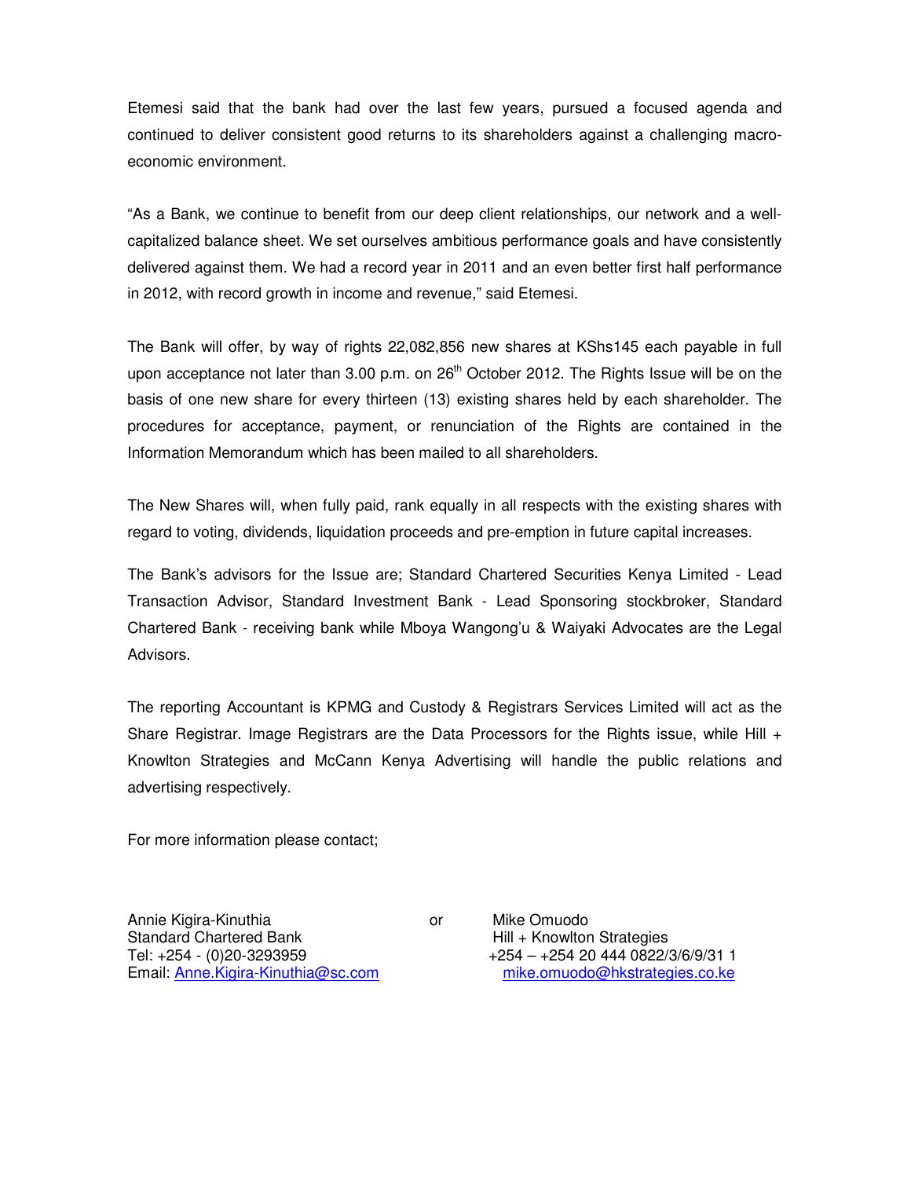Etemesi said that the bank had over the last few years, pursued a focused agenda and continued to deliver consistent good returns to its shareholders against a challenging macro-economic environment.

"As a Bank, we continue to benefit from our deep client relationships, our network and a well-capitalized balance sheet. We set ourselves ambitious performance goals and have consistently delivered against them. We had a record year in 2011 and an even better first half performance in 2012, with record growth in income and revenue," said Etemesi.

The Bank will offer, by way of rights 22,082,856 new shares at KShs145 each payable in full upon acceptance not later than 3.00 p.m. on 26th October 2012. The Rights Issue will be on the basis of one new share for every thirteen (13) existing shares held by each shareholder. The procedures for acceptance, payment, or renunciation of the Rights are contained in the Information Memorandum which has been mailed to all shareholders.

The New Shares will, when fully paid, rank equally in all respects with the existing shares with regard to voting, dividends, liquidation proceeds and pre-emption in future capital increases.

The Bank's advisors for the Issue are; Standard Chartered Securities Kenya Limited - Lead Transaction Advisor, Standard Investment Bank - Lead Sponsoring stockbroker, Standard Chartered Bank - receiving bank while Mboya Wangong'u & Waiyaki Advocates are the Legal Advisors.

The reporting Accountant is KPMG and Custody & Registrars Services Limited will act as the Share Registrar. Image Registrars are the Data Processors for the Rights issue, while Hill + Knowlton Strategies and McCann Kenya Advertising will handle the public relations and advertising respectively.

For more information please contact;

Annie Kigira-Kinuthia
Standard Chartered Bank
Tel: +254 - (0)20-3293959
Email: Anne.Kigira-Kinuthia@sc.com

or

Mike Omuodo
Hill + Knowlton Strategies
+254 – +254 20 444 0822/3/6/9/31 1
mike.omuodo@hkstrategies.co.ke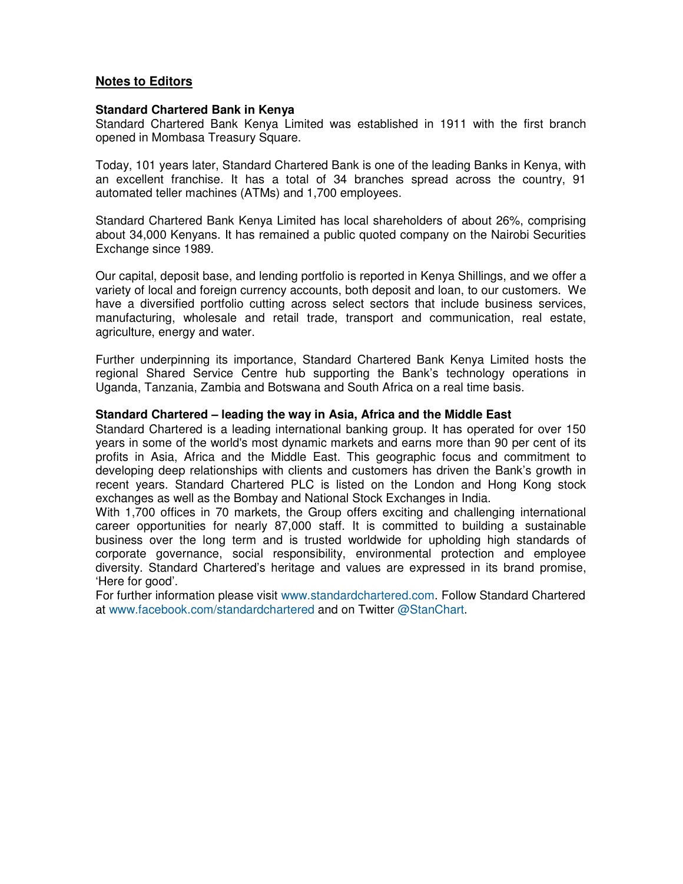## Notes to Editors

**Standard Chartered Bank in Kenya**

Standard Chartered Bank Kenya Limited was established in 1911 with the first branch opened in Mombasa Treasury Square.

Today, 101 years later, Standard Chartered Bank is one of the leading Banks in Kenya, with an excellent franchise. It has a total of 34 branches spread across the country, 91 automated teller machines (ATMs) and 1,700 employees.

Standard Chartered Bank Kenya Limited has local shareholders of about 26%, comprising about 34,000 Kenyans. It has remained a public quoted company on the Nairobi Securities Exchange since 1989.

Our capital, deposit base, and lending portfolio is reported in Kenya Shillings, and we offer a variety of local and foreign currency accounts, both deposit and loan, to our customers. We have a diversified portfolio cutting across select sectors that include business services, manufacturing, wholesale and retail trade, transport and communication, real estate, agriculture, energy and water.

Further underpinning its importance, Standard Chartered Bank Kenya Limited hosts the regional Shared Service Centre hub supporting the Bank's technology operations in Uganda, Tanzania, Zambia and Botswana and South Africa on a real time basis.

**Standard Chartered – leading the way in Asia, Africa and the Middle East**

Standard Chartered is a leading international banking group. It has operated for over 150 years in some of the world's most dynamic markets and earns more than 90 per cent of its profits in Asia, Africa and the Middle East. This geographic focus and commitment to developing deep relationships with clients and customers has driven the Bank's growth in recent years. Standard Chartered PLC is listed on the London and Hong Kong stock exchanges as well as the Bombay and National Stock Exchanges in India.

With 1,700 offices in 70 markets, the Group offers exciting and challenging international career opportunities for nearly 87,000 staff. It is committed to building a sustainable business over the long term and is trusted worldwide for upholding high standards of corporate governance, social responsibility, environmental protection and employee diversity. Standard Chartered's heritage and values are expressed in its brand promise, 'Here for good'.

For further information please visit www.standardchartered.com. Follow Standard Chartered at www.facebook.com/standardchartered and on Twitter @StanChart.